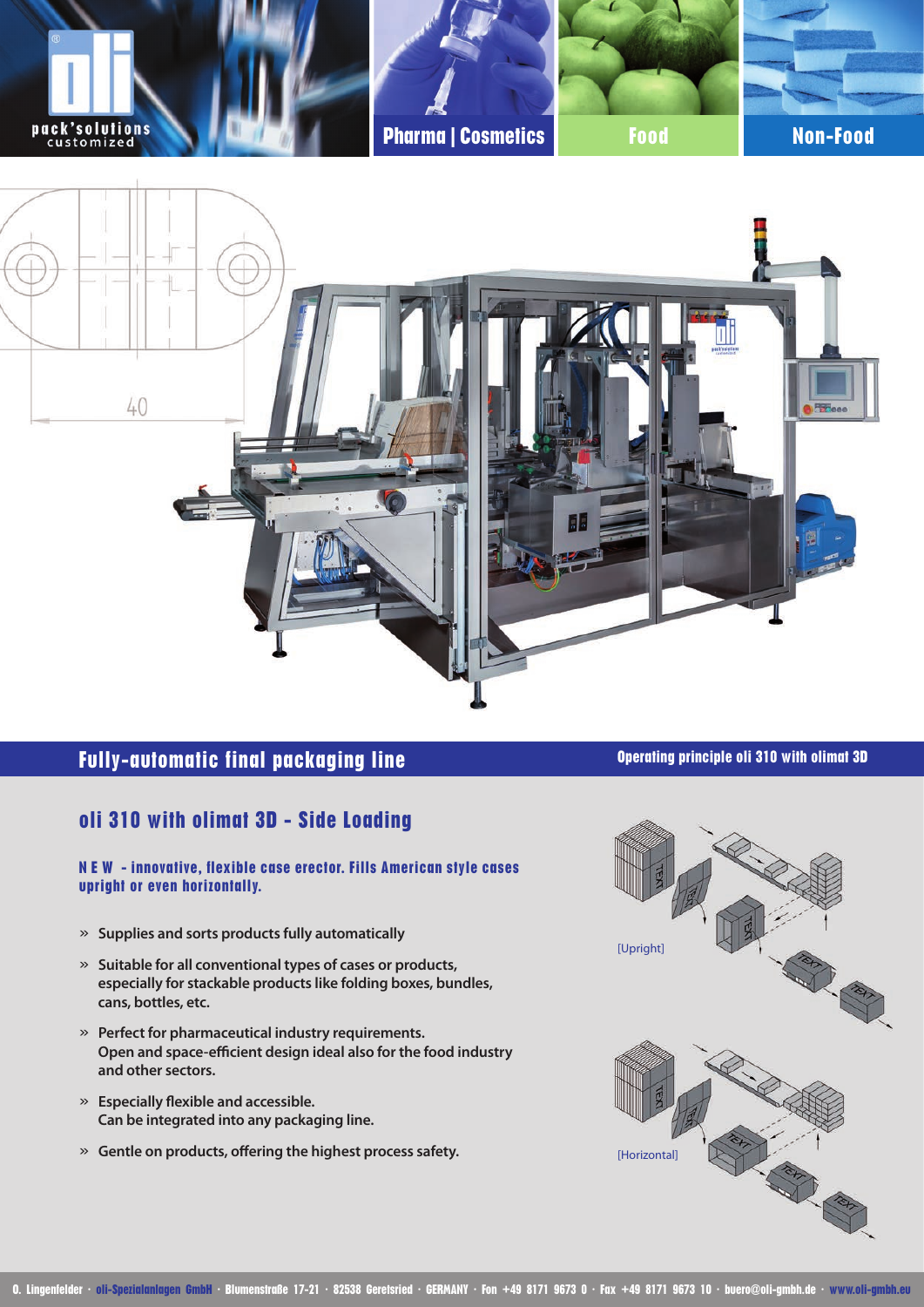pack'solutions customized

Pharma | Cosmetics

Food

Non-Food

## Fully-automatic final packaging line

Operating principle oli 310 with olimat 3D

## oli 310 with olimat 3D - Side Loading

### NEW - innovative, flexible case erector. Fills American style cases upright or even horizontally.

- » **Supplies and sorts products fully automatically**
- » **Suitable for all conventional types of cases or products, especially for stackable products like folding boxes, bundles, cans, bottles, etc.**
- » **Perfect for pharmaceutical industry requirements. Open and space-efficient design ideal also for the food industry and other sectors.**
- » **Especially flexible and accessible. Can be integrated into any packaging line.**
- » **Gentle on products, offering the highest process safety.**

[Upright]

[Horizontal]

O. Lingenfelder · oli-Spezialanlagen GmbH · Blumenstraße 17-21 · 82538 Geretsried · GERMANY · Fon +49 8171 9673 0 · Fax +49 8171 9673 10 · buero@oli-gmbh.de · www.oli-gmbh.eu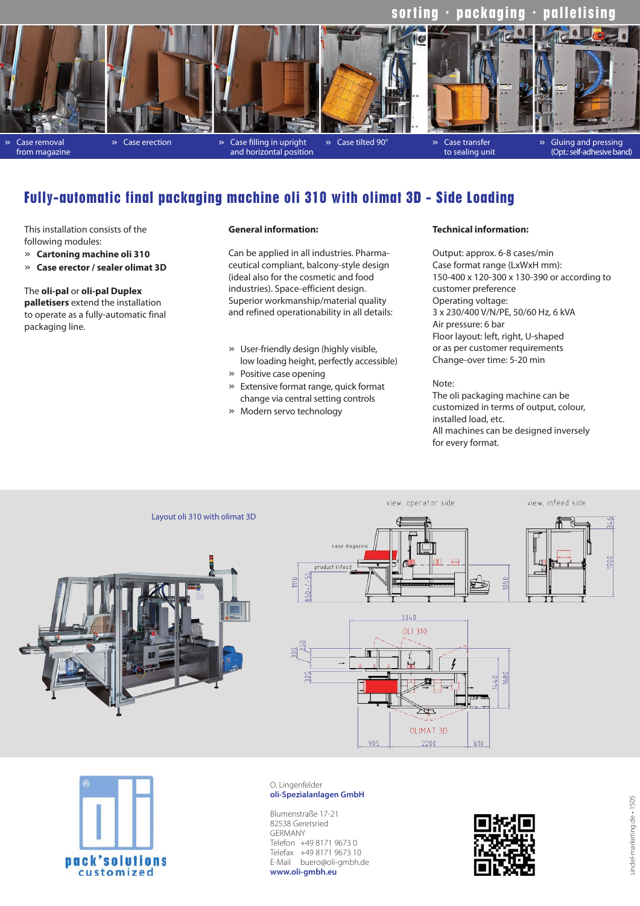sorting · packaging · palletising

» Case removal from magazine

» Case erection

» Case filling in upright and horizontal position

» Case tilted 90°

» Case transfer to sealing unit

» Gluing and pressing (Opt.: self-adhesive band)

# Fully-automatic final packaging machine oli 310 with olimat 3D - Side Loading

This installation consists of the following modules:

- **Cartoning machine oli 310**
- **Case erector / sealer olimat 3D**

The **oli-pal** or **oli-pal Duplex palletisers** extend the installation to operate as a fully-automatic final packaging line.

**General information:**

Can be applied in all industries. Pharmaceutical compliant, balcony-style design (ideal also for the cosmetic and food industries). Space-efficient design. Superior workmanship/material quality and refined operationability in all details:

- User-friendly design (highly visible, low loading height, perfectly accessible)
- Positive case opening
- Extensive format range, quick format change via central setting controls
- Modern servo technology

**Technical information:**

Output: approx. 6-8 cases/min
Case format range (LxWxH mm):
150-400 x 120-300 x 130-390 or according to customer preference
Operating voltage:
3 x 230/400 V/N/PE, 50/60 Hz, 6 kVA
Air pressure: 6 bar
Floor layout: left, right, U-shaped or as per customer requirements
Change-over time: 5-20 min

Note:
The oli packaging machine can be customized in terms of output, colour, installed load, etc.
All machines can be designed inversely for every format.

Layout oli 310 with olimat 3D

view, operator side

view, infeed side

case magazine

product infeed

1110

850+/-50

1050

345

1900

3340

OLI 310

300

250

320

1440

1680

OLIMAT 3D

905

2200

610

O. Lingenfelder
**oli-Spezialanlagen GmbH**

Blumenstraße 17-21
82538 Geretsried
GERMANY
Telefon +49 8171 9673 0
Telefax +49 8171 9673 10
E-Mail buero@oli-gmbh.de
**www.oli-gmbh.eu**

pack'solutions customized

sindel-marketing.de • 1505